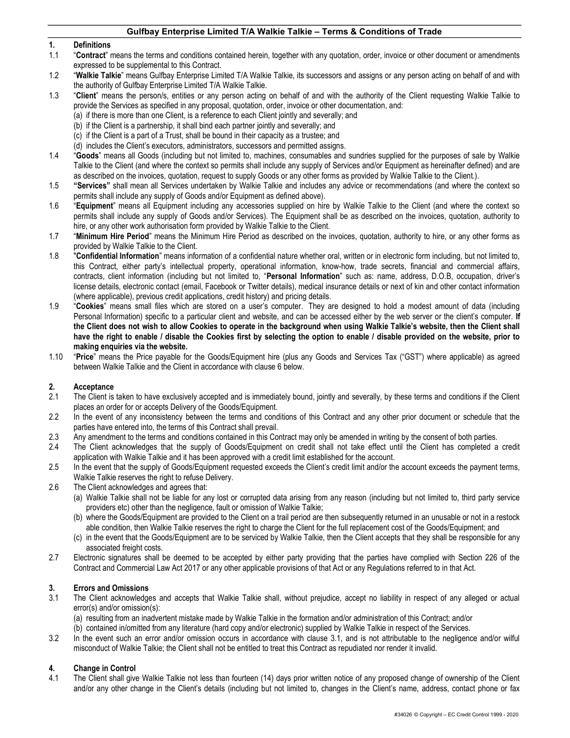# Gulfbay Enterprise Limited T/A Walkie Talkie – Terms & Conditions of Trade

## 1. Definitions

1.1 "**Contract**" means the terms and conditions contained herein, together with any quotation, order, invoice or other document or amendments expressed to be supplemental to this Contract.

1.2 "**Walkie Talkie**" means Gulfbay Enterprise Limited T/A Walkie Talkie, its successors and assigns or any person acting on behalf of and with the authority of Gulfbay Enterprise Limited T/A Walkie Talkie.

1.3 "**Client**" means the person/s, entities or any person acting on behalf of and with the authority of the Client requesting Walkie Talkie to provide the Services as specified in any proposal, quotation, order, invoice or other documentation, and:
(a) if there is more than one Client, is a reference to each Client jointly and severally; and
(b) if the Client is a partnership, it shall bind each partner jointly and severally; and
(c) if the Client is a part of a Trust, shall be bound in their capacity as a trustee; and
(d) includes the Client's executors, administrators, successors and permitted assigns.

1.4 "**Goods**" means all Goods (including but not limited to, machines, consumables and sundries supplied for the purposes of sale by Walkie Talkie to the Client (and where the context so permits shall include any supply of Services and/or Equipment as hereinafter defined) and are as described on the invoices, quotation, request to supply Goods or any other forms as provided by Walkie Talkie to the Client.).

1.5 **"Services"** shall mean all Services undertaken by Walkie Talkie and includes any advice or recommendations (and where the context so permits shall include any supply of Goods and/or Equipment as defined above).

1.6 "**Equipment**" means all Equipment including any accessories supplied on hire by Walkie Talkie to the Client (and where the context so permits shall include any supply of Goods and/or Services). The Equipment shall be as described on the invoices, quotation, authority to hire, or any other work authorisation form provided by Walkie Talkie to the Client.

1.7 "**Minimum Hire Period**" means the Minimum Hire Period as described on the invoices, quotation, authority to hire, or any other forms as provided by Walkie Talkie to the Client.

1.8 "**Confidential Information**" means information of a confidential nature whether oral, written or in electronic form including, but not limited to, this Contract, either party's intellectual property, operational information, know-how, trade secrets, financial and commercial affairs, contracts, client information (including but not limited to, "**Personal Information**" such as: name, address, D.O.B, occupation, driver's license details, electronic contact (email, Facebook or Twitter details), medical insurance details or next of kin and other contact information (where applicable), previous credit applications, credit history) and pricing details.

1.9 "**Cookies**" means small files which are stored on a user's computer. They are designed to hold a modest amount of data (including Personal Information) specific to a particular client and website, and can be accessed either by the web server or the client's computer. **If the Client does not wish to allow Cookies to operate in the background when using Walkie Talkie's website, then the Client shall have the right to enable / disable the Cookies first by selecting the option to enable / disable provided on the website, prior to making enquiries via the website.**

1.10 "**Price**" means the Price payable for the Goods/Equipment hire (plus any Goods and Services Tax ("GST") where applicable) as agreed between Walkie Talkie and the Client in accordance with clause 6 below.

## 2. Acceptance

2.1 The Client is taken to have exclusively accepted and is immediately bound, jointly and severally, by these terms and conditions if the Client places an order for or accepts Delivery of the Goods/Equipment.

2.2 In the event of any inconsistency between the terms and conditions of this Contract and any other prior document or schedule that the parties have entered into, the terms of this Contract shall prevail.

2.3 Any amendment to the terms and conditions contained in this Contract may only be amended in writing by the consent of both parties.

2.4 The Client acknowledges that the supply of Goods/Equipment on credit shall not take effect until the Client has completed a credit application with Walkie Talkie and it has been approved with a credit limit established for the account.

2.5 In the event that the supply of Goods/Equipment requested exceeds the Client's credit limit and/or the account exceeds the payment terms, Walkie Talkie reserves the right to refuse Delivery.

2.6 The Client acknowledges and agrees that:
(a) Walkie Talkie shall not be liable for any lost or corrupted data arising from any reason (including but not limited to, third party service providers etc) other than the negligence, fault or omission of Walkie Talkie;
(b) where the Goods/Equipment are provided to the Client on a trail period are then subsequently returned in an unusable or not in a restock able condition, then Walkie Talkie reserves the right to charge the Client for the full replacement cost of the Goods/Equipment; and
(c) in the event that the Goods/Equipment are to be serviced by Walkie Talkie, then the Client accepts that they shall be responsible for any associated freight costs.

2.7 Electronic signatures shall be deemed to be accepted by either party providing that the parties have complied with Section 226 of the Contract and Commercial Law Act 2017 or any other applicable provisions of that Act or any Regulations referred to in that Act.

## 3. Errors and Omissions

3.1 The Client acknowledges and accepts that Walkie Talkie shall, without prejudice, accept no liability in respect of any alleged or actual error(s) and/or omission(s):
(a) resulting from an inadvertent mistake made by Walkie Talkie in the formation and/or administration of this Contract; and/or
(b) contained in/omitted from any literature (hard copy and/or electronic) supplied by Walkie Talkie in respect of the Services.

3.2 In the event such an error and/or omission occurs in accordance with clause 3.1, and is not attributable to the negligence and/or wilful misconduct of Walkie Talkie; the Client shall not be entitled to treat this Contract as repudiated nor render it invalid.

## 4. Change in Control

4.1 The Client shall give Walkie Talkie not less than fourteen (14) days prior written notice of any proposed change of ownership of the Client and/or any other change in the Client's details (including but not limited to, changes in the Client's name, address, contact phone or fax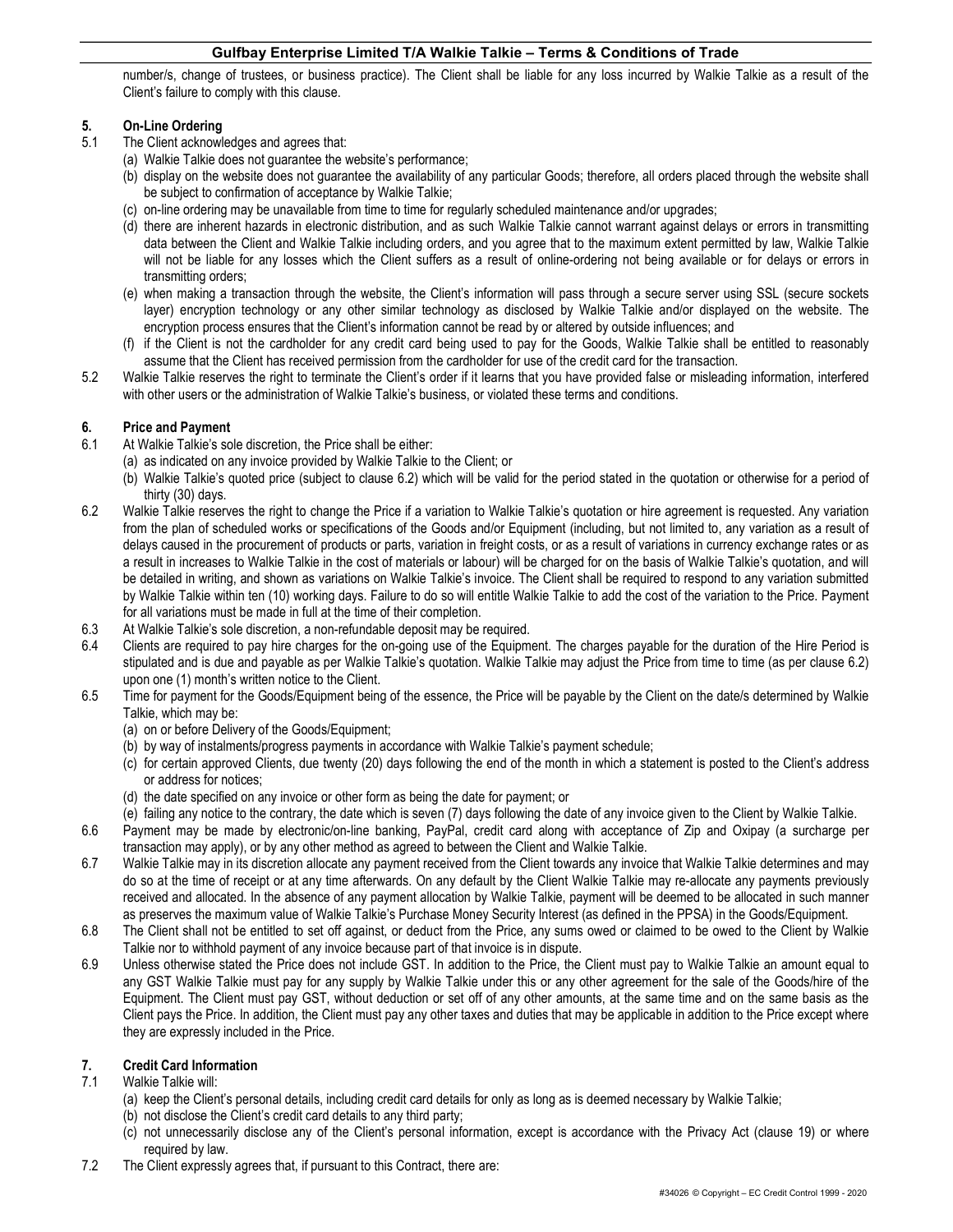number/s, change of trustees, or business practice). The Client shall be liable for any loss incurred by Walkie Talkie as a result of the Client's failure to comply with this clause.

## 5. On-Line Ordering

5.1 The Client acknowledges and agrees that:

(a) Walkie Talkie does not guarantee the website's performance;

(b) display on the website does not guarantee the availability of any particular Goods; therefore, all orders placed through the website shall be subject to confirmation of acceptance by Walkie Talkie;

(c) on-line ordering may be unavailable from time to time for regularly scheduled maintenance and/or upgrades;

(d) there are inherent hazards in electronic distribution, and as such Walkie Talkie cannot warrant against delays or errors in transmitting data between the Client and Walkie Talkie including orders, and you agree that to the maximum extent permitted by law, Walkie Talkie will not be liable for any losses which the Client suffers as a result of online-ordering not being available or for delays or errors in transmitting orders;

(e) when making a transaction through the website, the Client's information will pass through a secure server using SSL (secure sockets layer) encryption technology or any other similar technology as disclosed by Walkie Talkie and/or displayed on the website. The encryption process ensures that the Client's information cannot be read by or altered by outside influences; and

(f) if the Client is not the cardholder for any credit card being used to pay for the Goods, Walkie Talkie shall be entitled to reasonably assume that the Client has received permission from the cardholder for use of the credit card for the transaction.

5.2 Walkie Talkie reserves the right to terminate the Client's order if it learns that you have provided false or misleading information, interfered with other users or the administration of Walkie Talkie's business, or violated these terms and conditions.

## 6. Price and Payment

6.1 At Walkie Talkie's sole discretion, the Price shall be either:

(a) as indicated on any invoice provided by Walkie Talkie to the Client; or

(b) Walkie Talkie's quoted price (subject to clause 6.2) which will be valid for the period stated in the quotation or otherwise for a period of thirty (30) days.

6.2 Walkie Talkie reserves the right to change the Price if a variation to Walkie Talkie's quotation or hire agreement is requested. Any variation from the plan of scheduled works or specifications of the Goods and/or Equipment (including, but not limited to, any variation as a result of delays caused in the procurement of products or parts, variation in freight costs, or as a result of variations in currency exchange rates or as a result in increases to Walkie Talkie in the cost of materials or labour) will be charged for on the basis of Walkie Talkie's quotation, and will be detailed in writing, and shown as variations on Walkie Talkie's invoice. The Client shall be required to respond to any variation submitted by Walkie Talkie within ten (10) working days. Failure to do so will entitle Walkie Talkie to add the cost of the variation to the Price. Payment for all variations must be made in full at the time of their completion.

6.3 At Walkie Talkie's sole discretion, a non-refundable deposit may be required.

6.4 Clients are required to pay hire charges for the on-going use of the Equipment. The charges payable for the duration of the Hire Period is stipulated and is due and payable as per Walkie Talkie's quotation. Walkie Talkie may adjust the Price from time to time (as per clause 6.2) upon one (1) month's written notice to the Client.

6.5 Time for payment for the Goods/Equipment being of the essence, the Price will be payable by the Client on the date/s determined by Walkie Talkie, which may be:

(a) on or before Delivery of the Goods/Equipment;

(b) by way of instalments/progress payments in accordance with Walkie Talkie's payment schedule;

(c) for certain approved Clients, due twenty (20) days following the end of the month in which a statement is posted to the Client's address or address for notices;

(d) the date specified on any invoice or other form as being the date for payment; or

(e) failing any notice to the contrary, the date which is seven (7) days following the date of any invoice given to the Client by Walkie Talkie.

6.6 Payment may be made by electronic/on-line banking, PayPal, credit card along with acceptance of Zip and Oxipay (a surcharge per transaction may apply), or by any other method as agreed to between the Client and Walkie Talkie.

6.7 Walkie Talkie may in its discretion allocate any payment received from the Client towards any invoice that Walkie Talkie determines and may do so at the time of receipt or at any time afterwards. On any default by the Client Walkie Talkie may re-allocate any payments previously received and allocated. In the absence of any payment allocation by Walkie Talkie, payment will be deemed to be allocated in such manner as preserves the maximum value of Walkie Talkie's Purchase Money Security Interest (as defined in the PPSA) in the Goods/Equipment.

6.8 The Client shall not be entitled to set off against, or deduct from the Price, any sums owed or claimed to be owed to the Client by Walkie Talkie nor to withhold payment of any invoice because part of that invoice is in dispute.

6.9 Unless otherwise stated the Price does not include GST. In addition to the Price, the Client must pay to Walkie Talkie an amount equal to any GST Walkie Talkie must pay for any supply by Walkie Talkie under this or any other agreement for the sale of the Goods/hire of the Equipment. The Client must pay GST, without deduction or set off of any other amounts, at the same time and on the same basis as the Client pays the Price. In addition, the Client must pay any other taxes and duties that may be applicable in addition to the Price except where they are expressly included in the Price.

## 7. Credit Card Information

7.1 Walkie Talkie will:

(a) keep the Client's personal details, including credit card details for only as long as is deemed necessary by Walkie Talkie;

(b) not disclose the Client's credit card details to any third party;

(c) not unnecessarily disclose any of the Client's personal information, except is accordance with the Privacy Act (clause 19) or where required by law.

7.2 The Client expressly agrees that, if pursuant to this Contract, there are: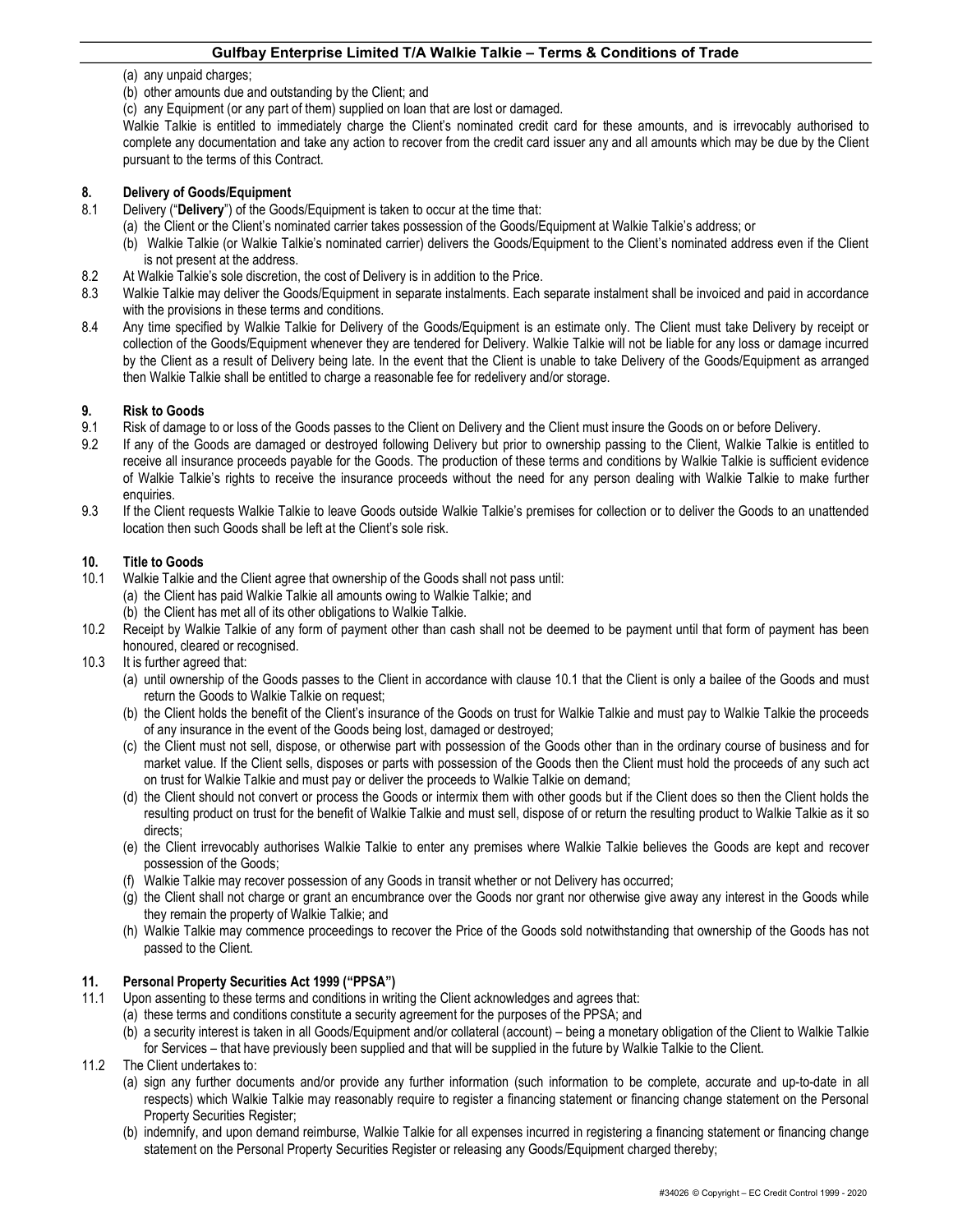(a) any unpaid charges;

(b) other amounts due and outstanding by the Client; and

(c) any Equipment (or any part of them) supplied on loan that are lost or damaged.

Walkie Talkie is entitled to immediately charge the Client's nominated credit card for these amounts, and is irrevocably authorised to complete any documentation and take any action to recover from the credit card issuer any and all amounts which may be due by the Client pursuant to the terms of this Contract.

## 8. Delivery of Goods/Equipment

8.1 Delivery ("**Delivery**") of the Goods/Equipment is taken to occur at the time that:

(a) the Client or the Client's nominated carrier takes possession of the Goods/Equipment at Walkie Talkie's address; or

(b) Walkie Talkie (or Walkie Talkie's nominated carrier) delivers the Goods/Equipment to the Client's nominated address even if the Client is not present at the address.

8.2 At Walkie Talkie's sole discretion, the cost of Delivery is in addition to the Price.

8.3 Walkie Talkie may deliver the Goods/Equipment in separate instalments. Each separate instalment shall be invoiced and paid in accordance with the provisions in these terms and conditions.

8.4 Any time specified by Walkie Talkie for Delivery of the Goods/Equipment is an estimate only. The Client must take Delivery by receipt or collection of the Goods/Equipment whenever they are tendered for Delivery. Walkie Talkie will not be liable for any loss or damage incurred by the Client as a result of Delivery being late. In the event that the Client is unable to take Delivery of the Goods/Equipment as arranged then Walkie Talkie shall be entitled to charge a reasonable fee for redelivery and/or storage.

## 9. Risk to Goods

9.1 Risk of damage to or loss of the Goods passes to the Client on Delivery and the Client must insure the Goods on or before Delivery.

9.2 If any of the Goods are damaged or destroyed following Delivery but prior to ownership passing to the Client, Walkie Talkie is entitled to receive all insurance proceeds payable for the Goods. The production of these terms and conditions by Walkie Talkie is sufficient evidence of Walkie Talkie's rights to receive the insurance proceeds without the need for any person dealing with Walkie Talkie to make further enquiries.

9.3 If the Client requests Walkie Talkie to leave Goods outside Walkie Talkie's premises for collection or to deliver the Goods to an unattended location then such Goods shall be left at the Client's sole risk.

## 10. Title to Goods

10.1 Walkie Talkie and the Client agree that ownership of the Goods shall not pass until:

(a) the Client has paid Walkie Talkie all amounts owing to Walkie Talkie; and

(b) the Client has met all of its other obligations to Walkie Talkie.

10.2 Receipt by Walkie Talkie of any form of payment other than cash shall not be deemed to be payment until that form of payment has been honoured, cleared or recognised.

10.3 It is further agreed that:

(a) until ownership of the Goods passes to the Client in accordance with clause 10.1 that the Client is only a bailee of the Goods and must return the Goods to Walkie Talkie on request;

(b) the Client holds the benefit of the Client's insurance of the Goods on trust for Walkie Talkie and must pay to Walkie Talkie the proceeds of any insurance in the event of the Goods being lost, damaged or destroyed;

(c) the Client must not sell, dispose, or otherwise part with possession of the Goods other than in the ordinary course of business and for market value. If the Client sells, disposes or parts with possession of the Goods then the Client must hold the proceeds of any such act on trust for Walkie Talkie and must pay or deliver the proceeds to Walkie Talkie on demand;

(d) the Client should not convert or process the Goods or intermix them with other goods but if the Client does so then the Client holds the resulting product on trust for the benefit of Walkie Talkie and must sell, dispose of or return the resulting product to Walkie Talkie as it so directs;

(e) the Client irrevocably authorises Walkie Talkie to enter any premises where Walkie Talkie believes the Goods are kept and recover possession of the Goods;

(f) Walkie Talkie may recover possession of any Goods in transit whether or not Delivery has occurred;

(g) the Client shall not charge or grant an encumbrance over the Goods nor grant nor otherwise give away any interest in the Goods while they remain the property of Walkie Talkie; and

(h) Walkie Talkie may commence proceedings to recover the Price of the Goods sold notwithstanding that ownership of the Goods has not passed to the Client.

## 11. Personal Property Securities Act 1999 ("PPSA")

11.1 Upon assenting to these terms and conditions in writing the Client acknowledges and agrees that:

(a) these terms and conditions constitute a security agreement for the purposes of the PPSA; and

(b) a security interest is taken in all Goods/Equipment and/or collateral (account) – being a monetary obligation of the Client to Walkie Talkie for Services – that have previously been supplied and that will be supplied in the future by Walkie Talkie to the Client.

11.2 The Client undertakes to:

(a) sign any further documents and/or provide any further information (such information to be complete, accurate and up-to-date in all respects) which Walkie Talkie may reasonably require to register a financing statement or financing change statement on the Personal Property Securities Register;

(b) indemnify, and upon demand reimburse, Walkie Talkie for all expenses incurred in registering a financing statement or financing change statement on the Personal Property Securities Register or releasing any Goods/Equipment charged thereby;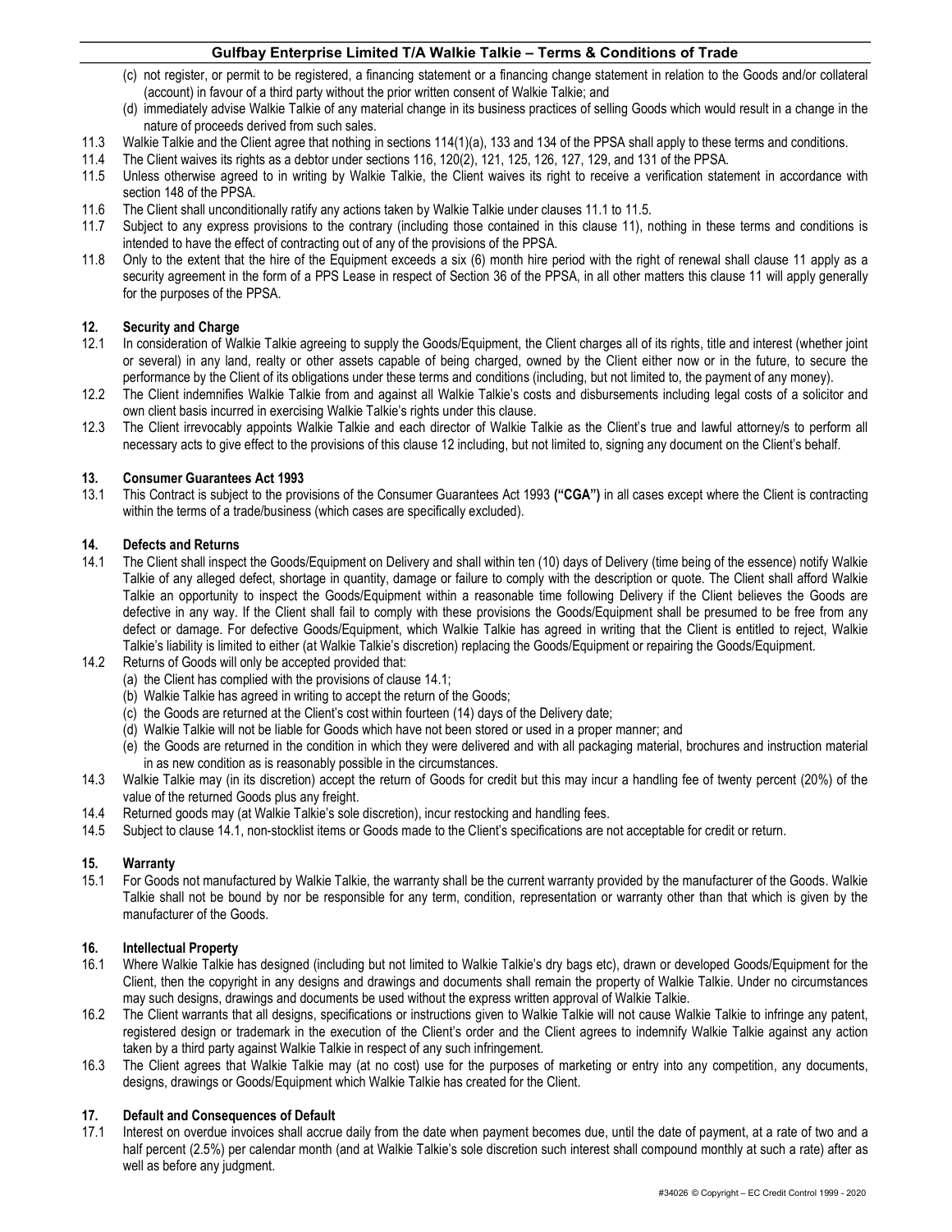(c) not register, or permit to be registered, a financing statement or a financing change statement in relation to the Goods and/or collateral (account) in favour of a third party without the prior written consent of Walkie Talkie; and

(d) immediately advise Walkie Talkie of any material change in its business practices of selling Goods which would result in a change in the nature of proceeds derived from such sales.

11.3 Walkie Talkie and the Client agree that nothing in sections 114(1)(a), 133 and 134 of the PPSA shall apply to these terms and conditions.

11.4 The Client waives its rights as a debtor under sections 116, 120(2), 121, 125, 126, 127, 129, and 131 of the PPSA.

11.5 Unless otherwise agreed to in writing by Walkie Talkie, the Client waives its right to receive a verification statement in accordance with section 148 of the PPSA.

11.6 The Client shall unconditionally ratify any actions taken by Walkie Talkie under clauses 11.1 to 11.5.

11.7 Subject to any express provisions to the contrary (including those contained in this clause 11), nothing in these terms and conditions is intended to have the effect of contracting out of any of the provisions of the PPSA.

11.8 Only to the extent that the hire of the Equipment exceeds a six (6) month hire period with the right of renewal shall clause 11 apply as a security agreement in the form of a PPS Lease in respect of Section 36 of the PPSA, in all other matters this clause 11 will apply generally for the purposes of the PPSA.

## 12. Security and Charge

12.1 In consideration of Walkie Talkie agreeing to supply the Goods/Equipment, the Client charges all of its rights, title and interest (whether joint or several) in any land, realty or other assets capable of being charged, owned by the Client either now or in the future, to secure the performance by the Client of its obligations under these terms and conditions (including, but not limited to, the payment of any money).

12.2 The Client indemnifies Walkie Talkie from and against all Walkie Talkie's costs and disbursements including legal costs of a solicitor and own client basis incurred in exercising Walkie Talkie's rights under this clause.

12.3 The Client irrevocably appoints Walkie Talkie and each director of Walkie Talkie as the Client's true and lawful attorney/s to perform all necessary acts to give effect to the provisions of this clause 12 including, but not limited to, signing any document on the Client's behalf.

## 13. Consumer Guarantees Act 1993

13.1 This Contract is subject to the provisions of the Consumer Guarantees Act 1993 **("CGA")** in all cases except where the Client is contracting within the terms of a trade/business (which cases are specifically excluded).

## 14. Defects and Returns

14.1 The Client shall inspect the Goods/Equipment on Delivery and shall within ten (10) days of Delivery (time being of the essence) notify Walkie Talkie of any alleged defect, shortage in quantity, damage or failure to comply with the description or quote. The Client shall afford Walkie Talkie an opportunity to inspect the Goods/Equipment within a reasonable time following Delivery if the Client believes the Goods are defective in any way. If the Client shall fail to comply with these provisions the Goods/Equipment shall be presumed to be free from any defect or damage. For defective Goods/Equipment, which Walkie Talkie has agreed in writing that the Client is entitled to reject, Walkie Talkie's liability is limited to either (at Walkie Talkie's discretion) replacing the Goods/Equipment or repairing the Goods/Equipment.

14.2 Returns of Goods will only be accepted provided that:

(a) the Client has complied with the provisions of clause 14.1;

(b) Walkie Talkie has agreed in writing to accept the return of the Goods;

(c) the Goods are returned at the Client's cost within fourteen (14) days of the Delivery date;

(d) Walkie Talkie will not be liable for Goods which have not been stored or used in a proper manner; and

(e) the Goods are returned in the condition in which they were delivered and with all packaging material, brochures and instruction material in as new condition as is reasonably possible in the circumstances.

14.3 Walkie Talkie may (in its discretion) accept the return of Goods for credit but this may incur a handling fee of twenty percent (20%) of the value of the returned Goods plus any freight.

14.4 Returned goods may (at Walkie Talkie's sole discretion), incur restocking and handling fees.

14.5 Subject to clause 14.1, non-stocklist items or Goods made to the Client's specifications are not acceptable for credit or return.

## 15. Warranty

15.1 For Goods not manufactured by Walkie Talkie, the warranty shall be the current warranty provided by the manufacturer of the Goods. Walkie Talkie shall not be bound by nor be responsible for any term, condition, representation or warranty other than that which is given by the manufacturer of the Goods.

## 16. Intellectual Property

16.1 Where Walkie Talkie has designed (including but not limited to Walkie Talkie's dry bags etc), drawn or developed Goods/Equipment for the Client, then the copyright in any designs and drawings and documents shall remain the property of Walkie Talkie. Under no circumstances may such designs, drawings and documents be used without the express written approval of Walkie Talkie.

16.2 The Client warrants that all designs, specifications or instructions given to Walkie Talkie will not cause Walkie Talkie to infringe any patent, registered design or trademark in the execution of the Client's order and the Client agrees to indemnify Walkie Talkie against any action taken by a third party against Walkie Talkie in respect of any such infringement.

16.3 The Client agrees that Walkie Talkie may (at no cost) use for the purposes of marketing or entry into any competition, any documents, designs, drawings or Goods/Equipment which Walkie Talkie has created for the Client.

## 17. Default and Consequences of Default

17.1 Interest on overdue invoices shall accrue daily from the date when payment becomes due, until the date of payment, at a rate of two and a half percent (2.5%) per calendar month (and at Walkie Talkie's sole discretion such interest shall compound monthly at such a rate) after as well as before any judgment.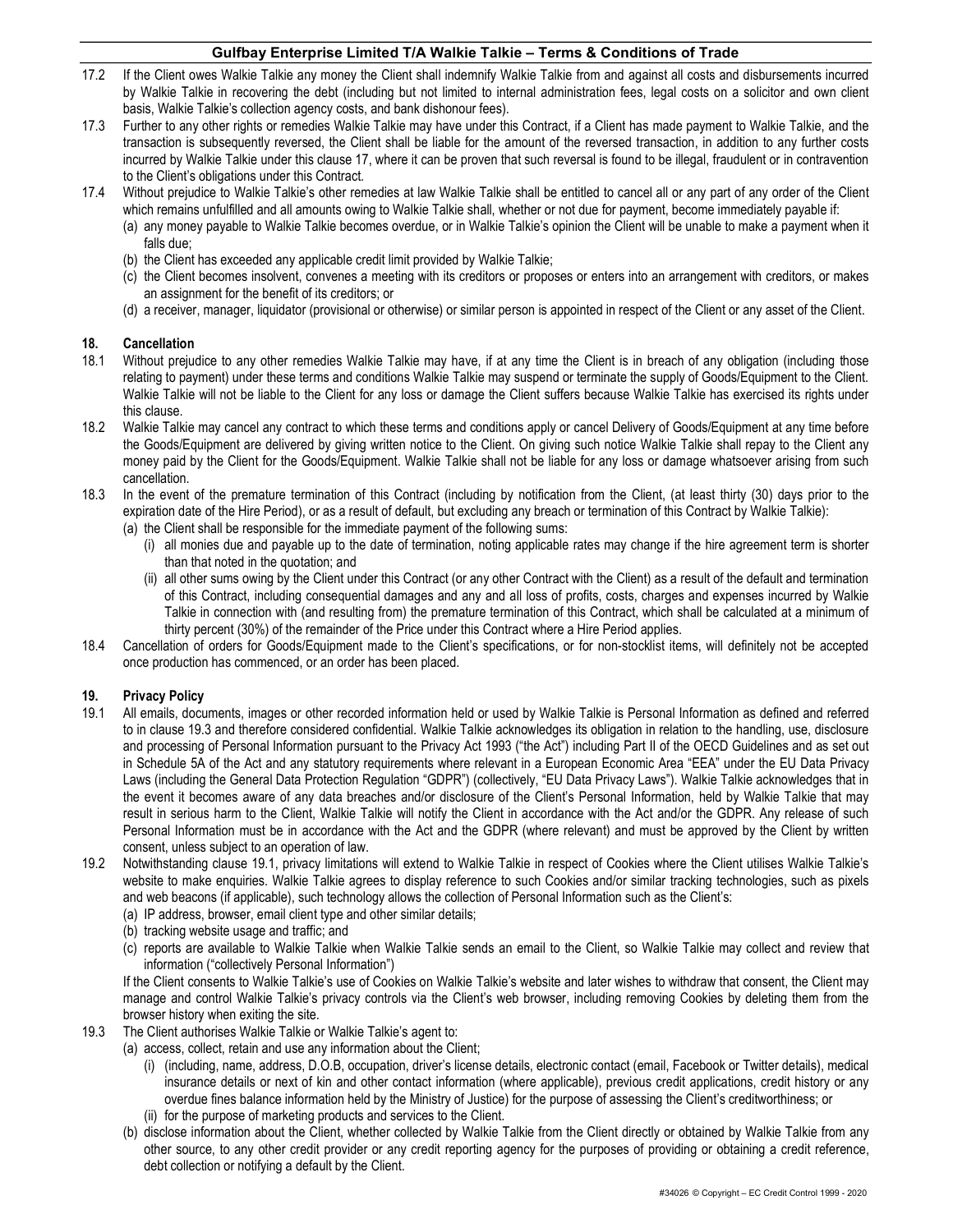17.2 If the Client owes Walkie Talkie any money the Client shall indemnify Walkie Talkie from and against all costs and disbursements incurred by Walkie Talkie in recovering the debt (including but not limited to internal administration fees, legal costs on a solicitor and own client basis, Walkie Talkie's collection agency costs, and bank dishonour fees).

17.3 Further to any other rights or remedies Walkie Talkie may have under this Contract, if a Client has made payment to Walkie Talkie, and the transaction is subsequently reversed, the Client shall be liable for the amount of the reversed transaction, in addition to any further costs incurred by Walkie Talkie under this clause 17, where it can be proven that such reversal is found to be illegal, fraudulent or in contravention to the Client's obligations under this Contract.

17.4 Without prejudice to Walkie Talkie's other remedies at law Walkie Talkie shall be entitled to cancel all or any part of any order of the Client which remains unfulfilled and all amounts owing to Walkie Talkie shall, whether or not due for payment, become immediately payable if:

(a) any money payable to Walkie Talkie becomes overdue, or in Walkie Talkie's opinion the Client will be unable to make a payment when it falls due;

(b) the Client has exceeded any applicable credit limit provided by Walkie Talkie;

(c) the Client becomes insolvent, convenes a meeting with its creditors or proposes or enters into an arrangement with creditors, or makes an assignment for the benefit of its creditors; or

(d) a receiver, manager, liquidator (provisional or otherwise) or similar person is appointed in respect of the Client or any asset of the Client.

## 18. Cancellation

18.1 Without prejudice to any other remedies Walkie Talkie may have, if at any time the Client is in breach of any obligation (including those relating to payment) under these terms and conditions Walkie Talkie may suspend or terminate the supply of Goods/Equipment to the Client. Walkie Talkie will not be liable to the Client for any loss or damage the Client suffers because Walkie Talkie has exercised its rights under this clause.

18.2 Walkie Talkie may cancel any contract to which these terms and conditions apply or cancel Delivery of Goods/Equipment at any time before the Goods/Equipment are delivered by giving written notice to the Client. On giving such notice Walkie Talkie shall repay to the Client any money paid by the Client for the Goods/Equipment. Walkie Talkie shall not be liable for any loss or damage whatsoever arising from such cancellation.

18.3 In the event of the premature termination of this Contract (including by notification from the Client, (at least thirty (30) days prior to the expiration date of the Hire Period), or as a result of default, but excluding any breach or termination of this Contract by Walkie Talkie):

(a) the Client shall be responsible for the immediate payment of the following sums:

(i) all monies due and payable up to the date of termination, noting applicable rates may change if the hire agreement term is shorter than that noted in the quotation; and

(ii) all other sums owing by the Client under this Contract (or any other Contract with the Client) as a result of the default and termination of this Contract, including consequential damages and any and all loss of profits, costs, charges and expenses incurred by Walkie Talkie in connection with (and resulting from) the premature termination of this Contract, which shall be calculated at a minimum of thirty percent (30%) of the remainder of the Price under this Contract where a Hire Period applies.

18.4 Cancellation of orders for Goods/Equipment made to the Client's specifications, or for non-stocklist items, will definitely not be accepted once production has commenced, or an order has been placed.

## 19. Privacy Policy

19.1 All emails, documents, images or other recorded information held or used by Walkie Talkie is Personal Information as defined and referred to in clause 19.3 and therefore considered confidential. Walkie Talkie acknowledges its obligation in relation to the handling, use, disclosure and processing of Personal Information pursuant to the Privacy Act 1993 ("the Act") including Part II of the OECD Guidelines and as set out in Schedule 5A of the Act and any statutory requirements where relevant in a European Economic Area "EEA" under the EU Data Privacy Laws (including the General Data Protection Regulation "GDPR") (collectively, "EU Data Privacy Laws"). Walkie Talkie acknowledges that in the event it becomes aware of any data breaches and/or disclosure of the Client's Personal Information, held by Walkie Talkie that may result in serious harm to the Client, Walkie Talkie will notify the Client in accordance with the Act and/or the GDPR. Any release of such Personal Information must be in accordance with the Act and the GDPR (where relevant) and must be approved by the Client by written consent, unless subject to an operation of law.

19.2 Notwithstanding clause 19.1, privacy limitations will extend to Walkie Talkie in respect of Cookies where the Client utilises Walkie Talkie's website to make enquiries. Walkie Talkie agrees to display reference to such Cookies and/or similar tracking technologies, such as pixels and web beacons (if applicable), such technology allows the collection of Personal Information such as the Client's:

(a) IP address, browser, email client type and other similar details;

(b) tracking website usage and traffic; and

(c) reports are available to Walkie Talkie when Walkie Talkie sends an email to the Client, so Walkie Talkie may collect and review that information ("collectively Personal Information")

If the Client consents to Walkie Talkie's use of Cookies on Walkie Talkie's website and later wishes to withdraw that consent, the Client may manage and control Walkie Talkie's privacy controls via the Client's web browser, including removing Cookies by deleting them from the browser history when exiting the site.

19.3 The Client authorises Walkie Talkie or Walkie Talkie's agent to:

(a) access, collect, retain and use any information about the Client;

(i) (including, name, address, D.O.B, occupation, driver's license details, electronic contact (email, Facebook or Twitter details), medical insurance details or next of kin and other contact information (where applicable), previous credit applications, credit history or any overdue fines balance information held by the Ministry of Justice) for the purpose of assessing the Client's creditworthiness; or

(ii) for the purpose of marketing products and services to the Client.

(b) disclose information about the Client, whether collected by Walkie Talkie from the Client directly or obtained by Walkie Talkie from any other source, to any other credit provider or any credit reporting agency for the purposes of providing or obtaining a credit reference, debt collection or notifying a default by the Client.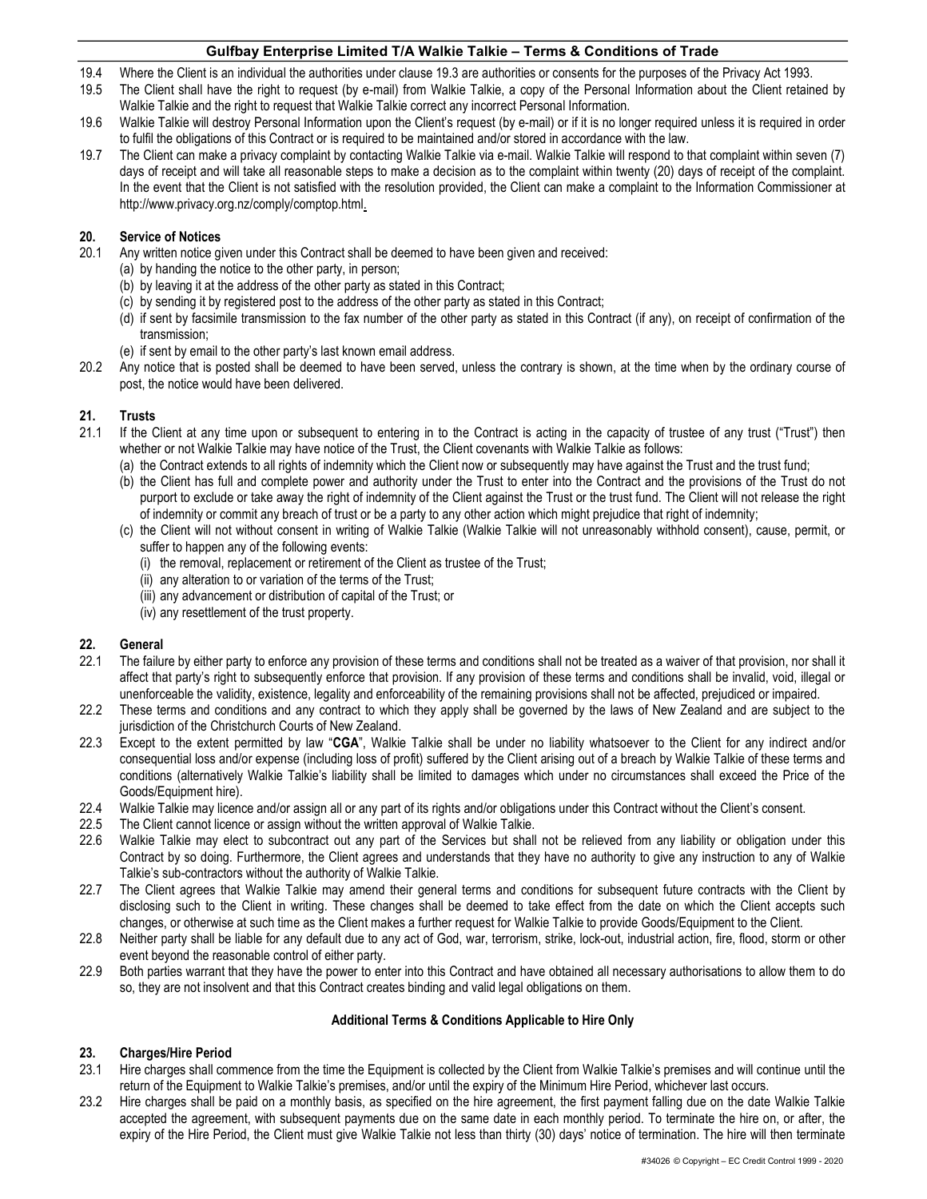19.4 Where the Client is an individual the authorities under clause 19.3 are authorities or consents for the purposes of the Privacy Act 1993.

19.5 The Client shall have the right to request (by e-mail) from Walkie Talkie, a copy of the Personal Information about the Client retained by Walkie Talkie and the right to request that Walkie Talkie correct any incorrect Personal Information.

19.6 Walkie Talkie will destroy Personal Information upon the Client's request (by e-mail) or if it is no longer required unless it is required in order to fulfil the obligations of this Contract or is required to be maintained and/or stored in accordance with the law.

19.7 The Client can make a privacy complaint by contacting Walkie Talkie via e-mail. Walkie Talkie will respond to that complaint within seven (7) days of receipt and will take all reasonable steps to make a decision as to the complaint within twenty (20) days of receipt of the complaint. In the event that the Client is not satisfied with the resolution provided, the Client can make a complaint to the Information Commissioner at http://www.privacy.org.nz/comply/comptop.html.

## 20. Service of Notices

20.1 Any written notice given under this Contract shall be deemed to have been given and received:

(a) by handing the notice to the other party, in person;
(b) by leaving it at the address of the other party as stated in this Contract;
(c) by sending it by registered post to the address of the other party as stated in this Contract;
(d) if sent by facsimile transmission to the fax number of the other party as stated in this Contract (if any), on receipt of confirmation of the transmission;
(e) if sent by email to the other party's last known email address.

20.2 Any notice that is posted shall be deemed to have been served, unless the contrary is shown, at the time when by the ordinary course of post, the notice would have been delivered.

## 21. Trusts

21.1 If the Client at any time upon or subsequent to entering in to the Contract is acting in the capacity of trustee of any trust ("Trust") then whether or not Walkie Talkie may have notice of the Trust, the Client covenants with Walkie Talkie as follows:

(a) the Contract extends to all rights of indemnity which the Client now or subsequently may have against the Trust and the trust fund;
(b) the Client has full and complete power and authority under the Trust to enter into the Contract and the provisions of the Trust do not purport to exclude or take away the right of indemnity of the Client against the Trust or the trust fund. The Client will not release the right of indemnity or commit any breach of trust or be a party to any other action which might prejudice that right of indemnity;
(c) the Client will not without consent in writing of Walkie Talkie (Walkie Talkie will not unreasonably withhold consent), cause, permit, or suffer to happen any of the following events:
  (i) the removal, replacement or retirement of the Client as trustee of the Trust;
  (ii) any alteration to or variation of the terms of the Trust;
  (iii) any advancement or distribution of capital of the Trust; or
  (iv) any resettlement of the trust property.

## 22. General

22.1 The failure by either party to enforce any provision of these terms and conditions shall not be treated as a waiver of that provision, nor shall it affect that party's right to subsequently enforce that provision. If any provision of these terms and conditions shall be invalid, void, illegal or unenforceable the validity, existence, legality and enforceability of the remaining provisions shall not be affected, prejudiced or impaired.

22.2 These terms and conditions and any contract to which they apply shall be governed by the laws of New Zealand and are subject to the jurisdiction of the Christchurch Courts of New Zealand.

22.3 Except to the extent permitted by law "**CGA**", Walkie Talkie shall be under no liability whatsoever to the Client for any indirect and/or consequential loss and/or expense (including loss of profit) suffered by the Client arising out of a breach by Walkie Talkie of these terms and conditions (alternatively Walkie Talkie's liability shall be limited to damages which under no circumstances shall exceed the Price of the Goods/Equipment hire).

22.4 Walkie Talkie may licence and/or assign all or any part of its rights and/or obligations under this Contract without the Client's consent.

22.5 The Client cannot licence or assign without the written approval of Walkie Talkie.

22.6 Walkie Talkie may elect to subcontract out any part of the Services but shall not be relieved from any liability or obligation under this Contract by so doing. Furthermore, the Client agrees and understands that they have no authority to give any instruction to any of Walkie Talkie's sub-contractors without the authority of Walkie Talkie.

22.7 The Client agrees that Walkie Talkie may amend their general terms and conditions for subsequent future contracts with the Client by disclosing such to the Client in writing. These changes shall be deemed to take effect from the date on which the Client accepts such changes, or otherwise at such time as the Client makes a further request for Walkie Talkie to provide Goods/Equipment to the Client.

22.8 Neither party shall be liable for any default due to any act of God, war, terrorism, strike, lock-out, industrial action, fire, flood, storm or other event beyond the reasonable control of either party.

22.9 Both parties warrant that they have the power to enter into this Contract and have obtained all necessary authorisations to allow them to do so, they are not insolvent and that this Contract creates binding and valid legal obligations on them.

**Additional Terms & Conditions Applicable to Hire Only**

## 23. Charges/Hire Period

23.1 Hire charges shall commence from the time the Equipment is collected by the Client from Walkie Talkie's premises and will continue until the return of the Equipment to Walkie Talkie's premises, and/or until the expiry of the Minimum Hire Period, whichever last occurs.

23.2 Hire charges shall be paid on a monthly basis, as specified on the hire agreement, the first payment falling due on the date Walkie Talkie accepted the agreement, with subsequent payments due on the same date in each monthly period. To terminate the hire on, or after, the expiry of the Hire Period, the Client must give Walkie Talkie not less than thirty (30) days' notice of termination. The hire will then terminate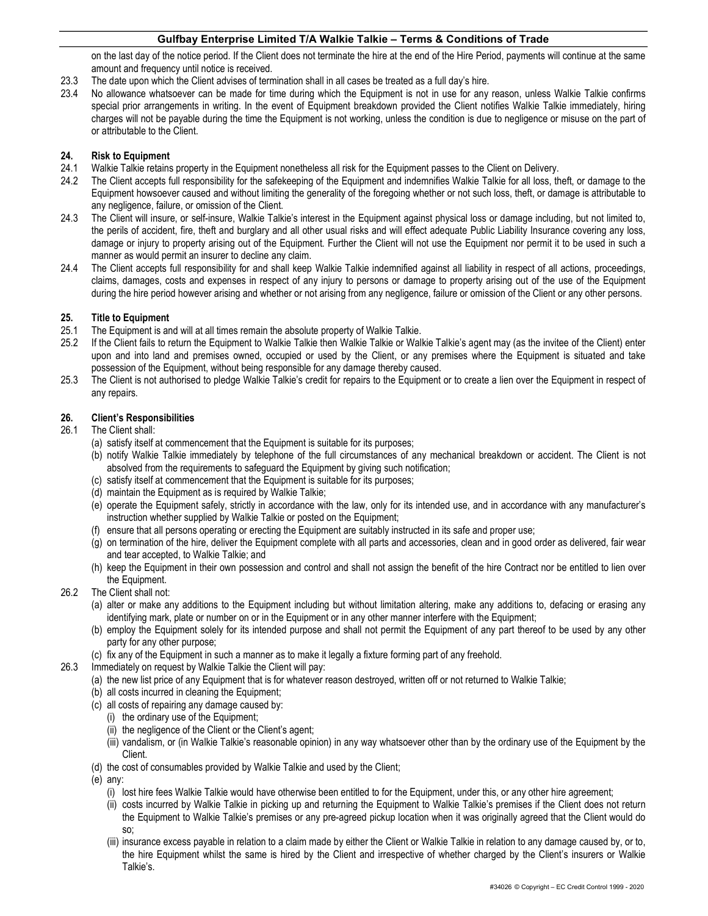on the last day of the notice period. If the Client does not terminate the hire at the end of the Hire Period, payments will continue at the same amount and frequency until notice is received.

23.3 The date upon which the Client advises of termination shall in all cases be treated as a full day's hire.

23.4 No allowance whatsoever can be made for time during which the Equipment is not in use for any reason, unless Walkie Talkie confirms special prior arrangements in writing. In the event of Equipment breakdown provided the Client notifies Walkie Talkie immediately, hiring charges will not be payable during the time the Equipment is not working, unless the condition is due to negligence or misuse on the part of or attributable to the Client.

**24. Risk to Equipment**

24.1 Walkie Talkie retains property in the Equipment nonetheless all risk for the Equipment passes to the Client on Delivery.

24.2 The Client accepts full responsibility for the safekeeping of the Equipment and indemnifies Walkie Talkie for all loss, theft, or damage to the Equipment howsoever caused and without limiting the generality of the foregoing whether or not such loss, theft, or damage is attributable to any negligence, failure, or omission of the Client.

24.3 The Client will insure, or self-insure, Walkie Talkie's interest in the Equipment against physical loss or damage including, but not limited to, the perils of accident, fire, theft and burglary and all other usual risks and will effect adequate Public Liability Insurance covering any loss, damage or injury to property arising out of the Equipment. Further the Client will not use the Equipment nor permit it to be used in such a manner as would permit an insurer to decline any claim.

24.4 The Client accepts full responsibility for and shall keep Walkie Talkie indemnified against all liability in respect of all actions, proceedings, claims, damages, costs and expenses in respect of any injury to persons or damage to property arising out of the use of the Equipment during the hire period however arising and whether or not arising from any negligence, failure or omission of the Client or any other persons.

**25. Title to Equipment**

25.1 The Equipment is and will at all times remain the absolute property of Walkie Talkie.

25.2 If the Client fails to return the Equipment to Walkie Talkie then Walkie Talkie or Walkie Talkie's agent may (as the invitee of the Client) enter upon and into land and premises owned, occupied or used by the Client, or any premises where the Equipment is situated and take possession of the Equipment, without being responsible for any damage thereby caused.

25.3 The Client is not authorised to pledge Walkie Talkie's credit for repairs to the Equipment or to create a lien over the Equipment in respect of any repairs.

**26. Client's Responsibilities**

26.1 The Client shall:

(a) satisfy itself at commencement that the Equipment is suitable for its purposes;
(b) notify Walkie Talkie immediately by telephone of the full circumstances of any mechanical breakdown or accident. The Client is not absolved from the requirements to safeguard the Equipment by giving such notification;
(c) satisfy itself at commencement that the Equipment is suitable for its purposes;
(d) maintain the Equipment as is required by Walkie Talkie;
(e) operate the Equipment safely, strictly in accordance with the law, only for its intended use, and in accordance with any manufacturer's instruction whether supplied by Walkie Talkie or posted on the Equipment;
(f) ensure that all persons operating or erecting the Equipment are suitably instructed in its safe and proper use;
(g) on termination of the hire, deliver the Equipment complete with all parts and accessories, clean and in good order as delivered, fair wear and tear accepted, to Walkie Talkie; and
(h) keep the Equipment in their own possession and control and shall not assign the benefit of the hire Contract nor be entitled to lien over the Equipment.

26.2 The Client shall not:

(a) alter or make any additions to the Equipment including but without limitation altering, make any additions to, defacing or erasing any identifying mark, plate or number on or in the Equipment or in any other manner interfere with the Equipment;
(b) employ the Equipment solely for its intended purpose and shall not permit the Equipment of any part thereof to be used by any other party for any other purpose;
(c) fix any of the Equipment in such a manner as to make it legally a fixture forming part of any freehold.

26.3 Immediately on request by Walkie Talkie the Client will pay:

(a) the new list price of any Equipment that is for whatever reason destroyed, written off or not returned to Walkie Talkie;
(b) all costs incurred in cleaning the Equipment;
(c) all costs of repairing any damage caused by:
  (i) the ordinary use of the Equipment;
  (ii) the negligence of the Client or the Client's agent;
  (iii) vandalism, or (in Walkie Talkie's reasonable opinion) in any way whatsoever other than by the ordinary use of the Equipment by the Client.
(d) the cost of consumables provided by Walkie Talkie and used by the Client;
(e) any:
  (i) lost hire fees Walkie Talkie would have otherwise been entitled to for the Equipment, under this, or any other hire agreement;
  (ii) costs incurred by Walkie Talkie in picking up and returning the Equipment to Walkie Talkie's premises if the Client does not return the Equipment to Walkie Talkie's premises or any pre-agreed pickup location when it was originally agreed that the Client would do so;
  (iii) insurance excess payable in relation to a claim made by either the Client or Walkie Talkie in relation to any damage caused by, or to, the hire Equipment whilst the same is hired by the Client and irrespective of whether charged by the Client's insurers or Walkie Talkie's.